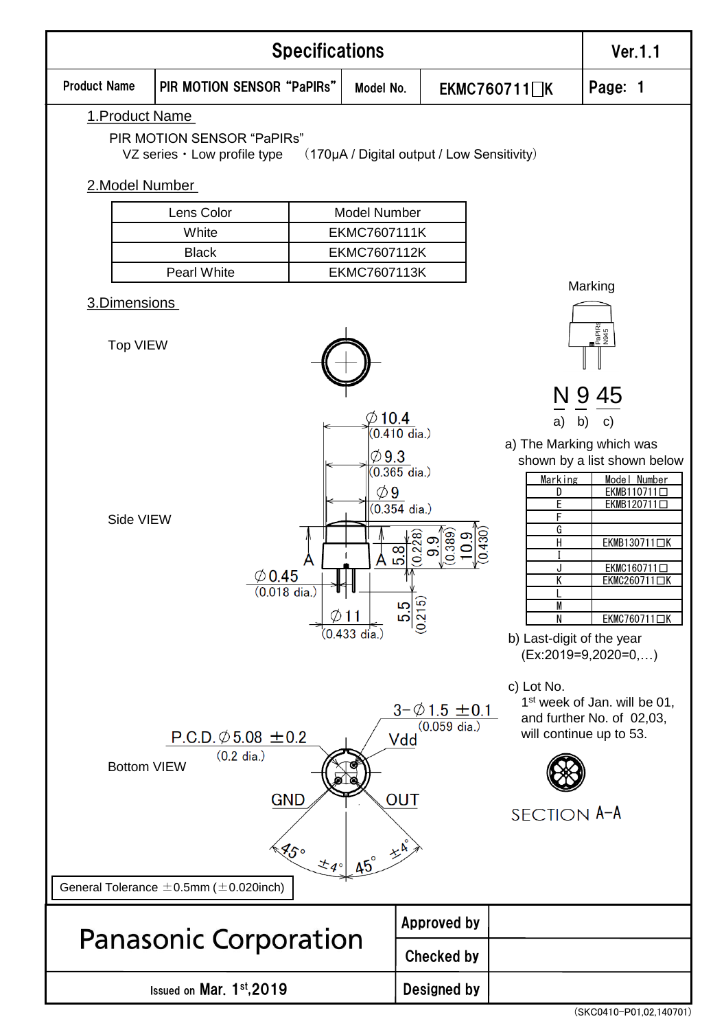| Specifications | | | | Ver.1.1 |
|---|---|---|---|---|
| Product Name | PIR MOTION SENSOR "PaPIRs" | Model No. | EKMC760711□K | Page: 1 |

## 1.Product Name

PIR MOTION SENSOR "PaPIRs"
VZ series・Low profile type （170μA / Digital output / Low Sensitivity）

## 2.Model Number

| Lens Color | Model Number |
|---|---|
| White | EKMC7607111K |
| Black | EKMC7607112K |
| Pearl White | EKMC7607113K |

## 3.Dimensions

Top VIEW

Side VIEW

∅10.4 (0.410 dia.)
∅9.3 (0.365 dia.)
∅9 (0.354 dia.)
5.8 (0.228)
9.9 (0.389)
10.9 (0.430)
∅0.45 (0.018 dia.)
∅11 (0.433 dia.)
5.5 (0.215)
A A

Bottom VIEW

P.C.D.∅5.08 ±0.2 (0.2 dia.)
3-∅1.5 ±0.1 (0.059 dia.)
Vdd
GND
OUT
45° ±4°
45° ±4°

Marking

N 9 45
a) b) c)

a) The Marking which was shown by a list shown below

| Marking | Model Number |
|---|---|
| D | EKMB110711□ |
| E | EKMB120711□ |
| F | |
| G | |
| H | EKMB130711□K |
| I | |
| J | EKMC160711□ |
| K | EKMC260711□K |
| L | |
| M | |
| N | EKMC760711□K |

b) Last-digit of the year (Ex:2019=9,2020=0,…)

c) Lot No.
1st week of Jan. will be 01, and further No. of 02,03, will continue up to 53.

SECTION A-A

General Tolerance ±0.5mm (±0.020inch)

| Panasonic Corporation | Approved by | |
|---|---|---|
| | Checked by | |
| Issued on Mar. 1st,2019 | Designed by | |

(SKC0410-P01,02,140701)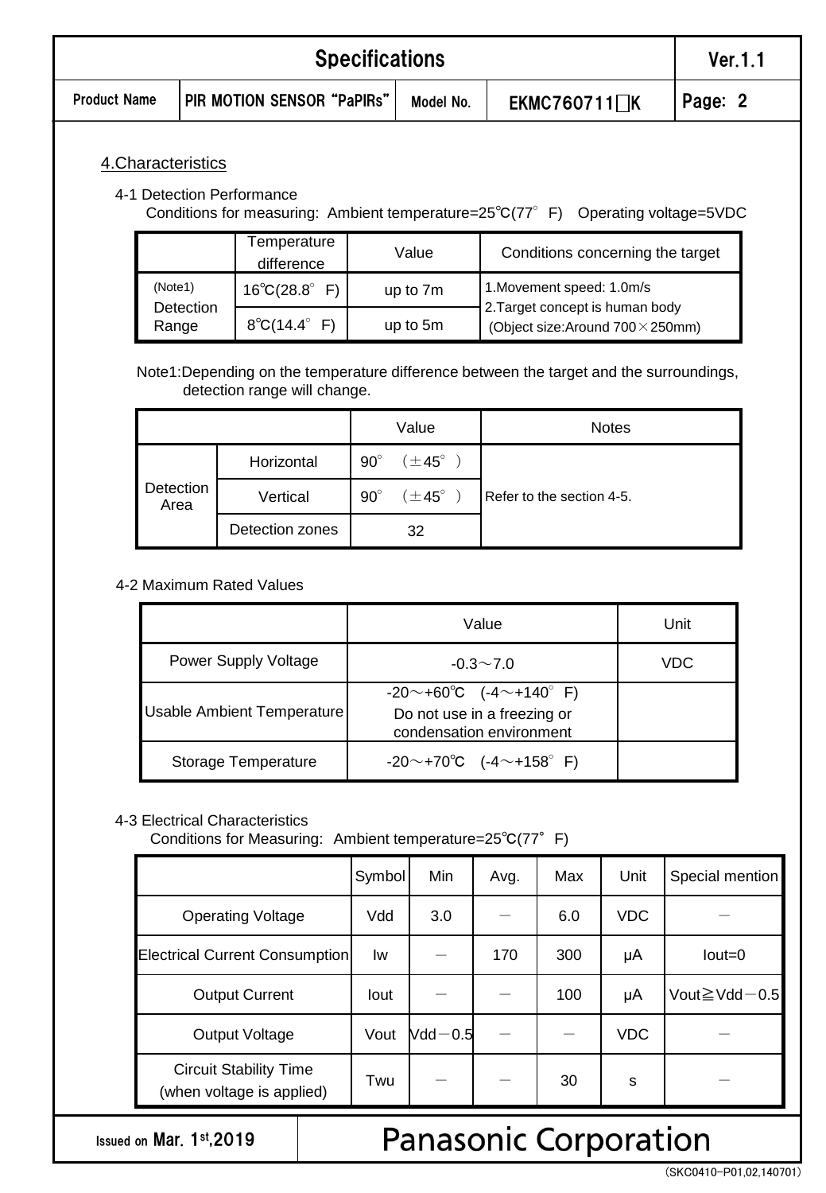## 4.Characteristics

### 4-1 Detection Performance

Conditions for measuring: Ambient temperature=25℃(77° F) Operating voltage=5VDC

| | Temperature difference | Value | Conditions concerning the target |
|---|---|---|---|
| (Note1) Detection Range | 16℃(28.8° F) | up to 7m | 1.Movement speed: 1.0m/s<br>2.Target concept is human body<br>(Object size:Around 700×250mm) |
| | 8℃(14.4° F) | up to 5m | |

Note1:Depending on the temperature difference between the target and the surroundings, detection range will change.

| | | Value | Notes |
|---|---|---|---|
| Detection Area | Horizontal | 90° (±45° ) | Refer to the section 4-5. |
| | Vertical | 90° (±45° ) | |
| | Detection zones | 32 | |

### 4-2 Maximum Rated Values

| | Value | Unit |
|---|---|---|
| Power Supply Voltage | -0.3～7.0 | VDC |
| Usable Ambient Temperature | -20～+60℃ (-4～+140° F)<br>Do not use in a freezing or condensation environment | |
| Storage Temperature | -20～+70℃ (-4～+158° F) | |

### 4-3 Electrical Characteristics

Conditions for Measuring: Ambient temperature=25℃(77° F)

| | Symbol | Min | Avg. | Max | Unit | Special mention |
|---|---|---|---|---|---|---|
| Operating Voltage | Vdd | 3.0 | － | 6.0 | VDC | － |
| Electrical Current Consumption | Iw | － | 170 | 300 | μA | Iout=0 |
| Output Current | Iout | － | － | 100 | μA | Vout≧Vdd－0.5 |
| Output Voltage | Vout | Vdd－0.5 | － | － | VDC | － |
| Circuit Stability Time (when voltage is applied) | Twu | － | － | 30 | s | － |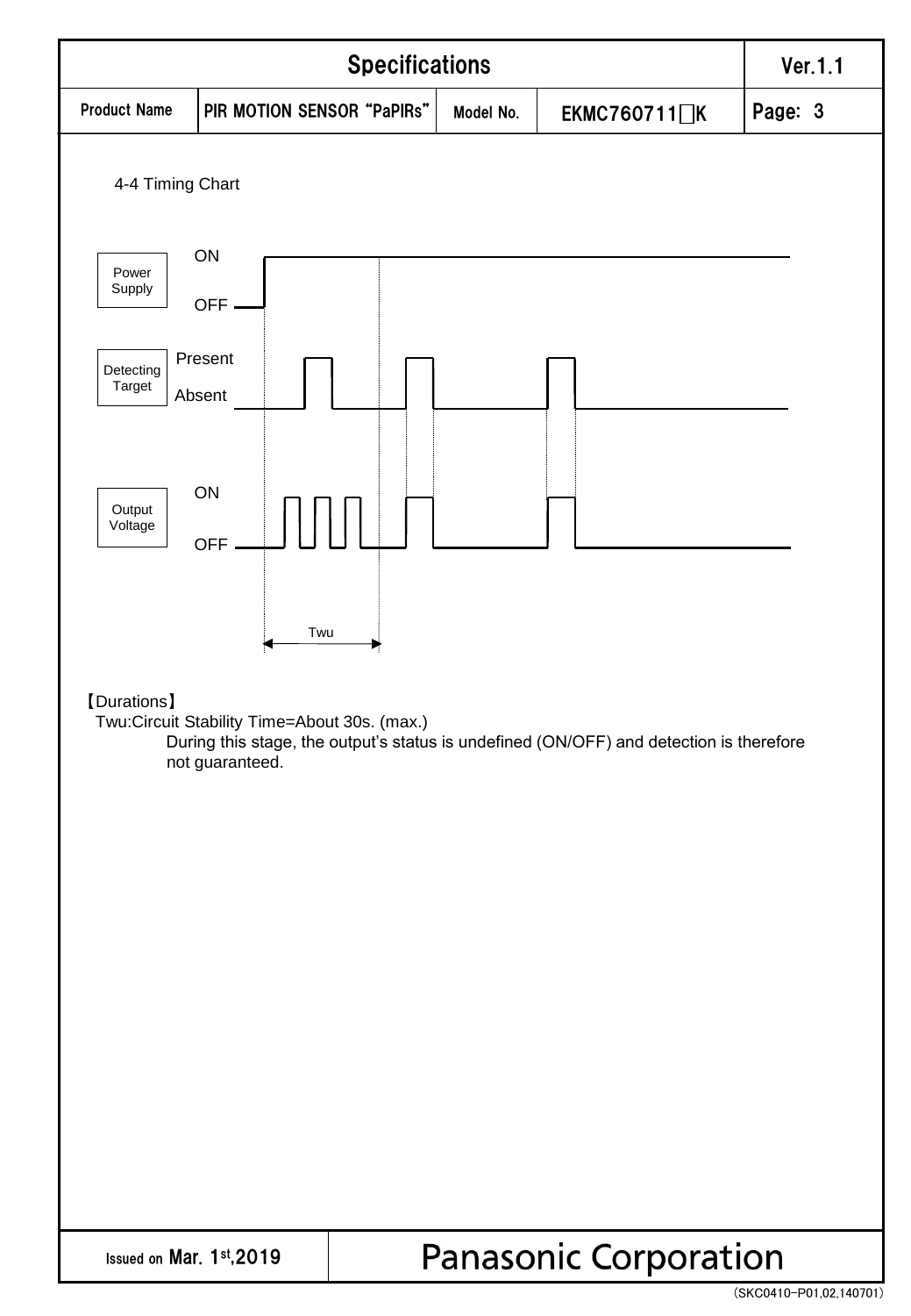4-4 Timing Chart

Power Supply: ON / OFF

Detecting Target: Present / Absent

Output Voltage: ON / OFF

Twu

【Durations】

Twu:Circuit Stability Time=About 30s. (max.)

During this stage, the output's status is undefined (ON/OFF) and detection is therefore not guaranteed.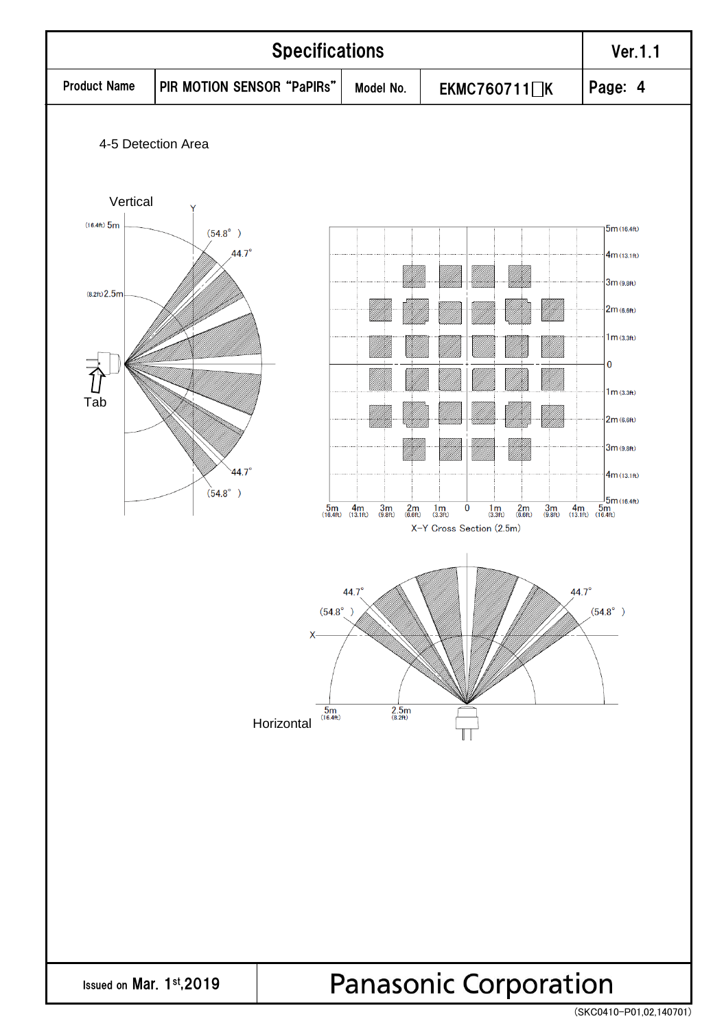4-5 Detection Area

Vertical

(16.4ft) 5m

(8.2ft) 2.5m

Y

(54.8° )

44.7°

Tab

44.7°

(54.8° )

5m (16.4ft)
4m (13.1ft)
3m (9.8ft)
2m (6.6ft)
1m (3.3ft)
0
1m (3.3ft)
2m (6.6ft)
3m (9.8ft)
4m (13.1ft)
5m (16.4ft)

5m (16.4ft) 4m (13.1ft) 3m (9.8ft) 2m (6.6ft) 1m (3.3ft) 0 1m (3.3ft) 2m (6.6ft) 3m (9.8ft) 4m (13.1ft) 5m (16.4ft)

X-Y Cross Section (2.5m)

44.7° (54.8° ) X 44.7° (54.8° )

5m (16.4ft) 2.5m (8.2ft)

Horizontal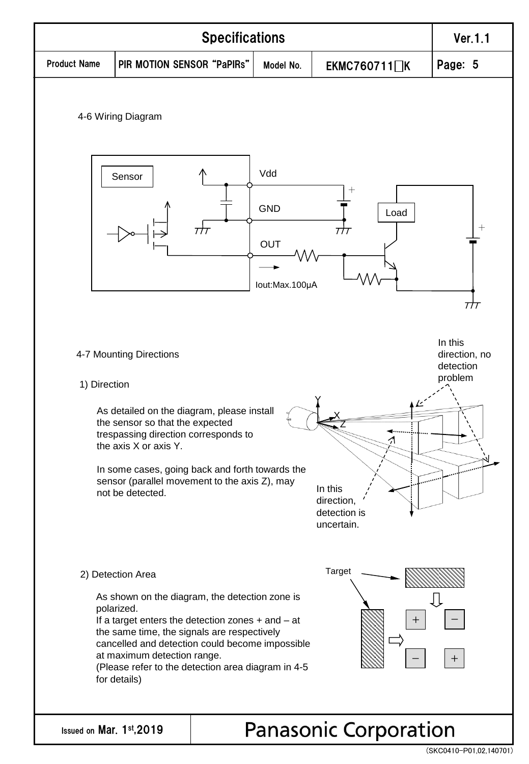## 4-6 Wiring Diagram

Sensor

Vdd

GND

OUT

Iout:Max.100μA

Load

## 4-7 Mounting Directions

### 1) Direction

As detailed on the diagram, please install the sensor so that the expected trespassing direction corresponds to the axis X or axis Y.

In some cases, going back and forth towards the sensor (parallel movement to the axis Z), may not be detected.

In this direction, no detection problem

In this direction, detection is uncertain.

### 2) Detection Area

As shown on the diagram, the detection zone is polarized.
If a target enters the detection zones + and – at the same time, the signals are respectively cancelled and detection could become impossible at maximum detection range.
(Please refer to the detection area diagram in 4-5 for details)

Target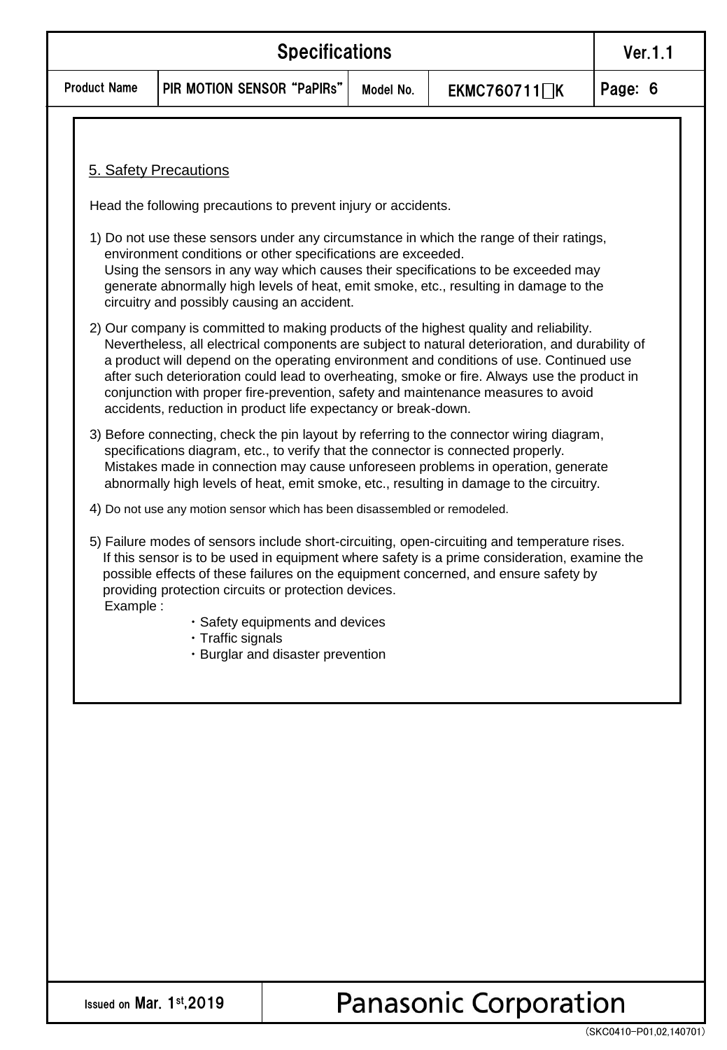## 5. Safety Precautions

Head the following precautions to prevent injury or accidents.

1) Do not use these sensors under any circumstance in which the range of their ratings, environment conditions or other specifications are exceeded.
   Using the sensors in any way which causes their specifications to be exceeded may generate abnormally high levels of heat, emit smoke, etc., resulting in damage to the circuitry and possibly causing an accident.

2) Our company is committed to making products of the highest quality and reliability. Nevertheless, all electrical components are subject to natural deterioration, and durability of a product will depend on the operating environment and conditions of use. Continued use after such deterioration could lead to overheating, smoke or fire. Always use the product in conjunction with proper fire-prevention, safety and maintenance measures to avoid accidents, reduction in product life expectancy or break-down.

3) Before connecting, check the pin layout by referring to the connector wiring diagram, specifications diagram, etc., to verify that the connector is connected properly.
   Mistakes made in connection may cause unforeseen problems in operation, generate abnormally high levels of heat, emit smoke, etc., resulting in damage to the circuitry.

4) Do not use any motion sensor which has been disassembled or remodeled.

5) Failure modes of sensors include short-circuiting, open-circuiting and temperature rises. If this sensor is to be used in equipment where safety is a prime consideration, examine the possible effects of these failures on the equipment concerned, and ensure safety by providing protection circuits or protection devices.
   Example :
   - Safety equipments and devices
   - Traffic signals
   - Burglar and disaster prevention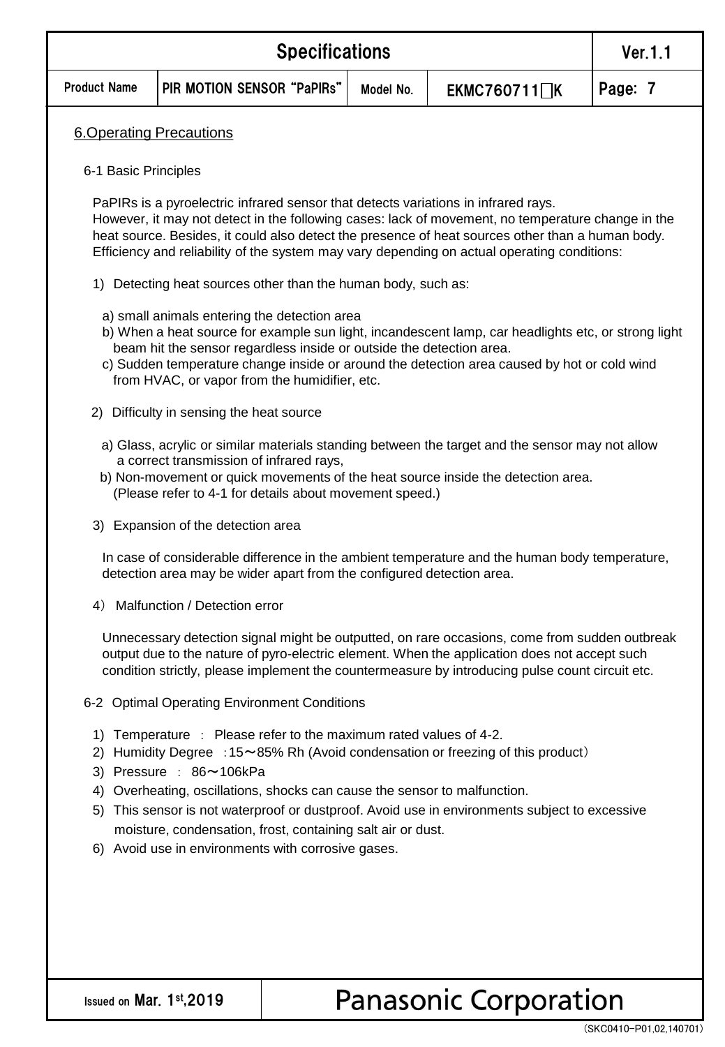## 6.Operating Precautions

### 6-1 Basic Principles

PaPIRs is a pyroelectric infrared sensor that detects variations in infrared rays.
However, it may not detect in the following cases: lack of movement, no temperature change in the heat source. Besides, it could also detect the presence of heat sources other than a human body. Efficiency and reliability of the system may vary depending on actual operating conditions:

1) Detecting heat sources other than the human body, such as:

   a) small animals entering the detection area
   b) When a heat source for example sun light, incandescent lamp, car headlights etc, or strong light beam hit the sensor regardless inside or outside the detection area.
   c) Sudden temperature change inside or around the detection area caused by hot or cold wind from HVAC, or vapor from the humidifier, etc.

2) Difficulty in sensing the heat source

   a) Glass, acrylic or similar materials standing between the target and the sensor may not allow a correct transmission of infrared rays,
   b) Non-movement or quick movements of the heat source inside the detection area. (Please refer to 4-1 for details about movement speed.)

3) Expansion of the detection area

   In case of considerable difference in the ambient temperature and the human body temperature, detection area may be wider apart from the configured detection area.

4） Malfunction / Detection error

   Unnecessary detection signal might be outputted, on rare occasions, come from sudden outbreak output due to the nature of pyro-electric element. When the application does not accept such condition strictly, please implement the countermeasure by introducing pulse count circuit etc.

### 6-2 Optimal Operating Environment Conditions

1) Temperature ： Please refer to the maximum rated values of 4-2.
2) Humidity Degree ：15～85% Rh (Avoid condensation or freezing of this product）
3) Pressure ： 86～106kPa
4) Overheating, oscillations, shocks can cause the sensor to malfunction.
5) This sensor is not waterproof or dustproof. Avoid use in environments subject to excessive moisture, condensation, frost, containing salt air or dust.
6) Avoid use in environments with corrosive gases.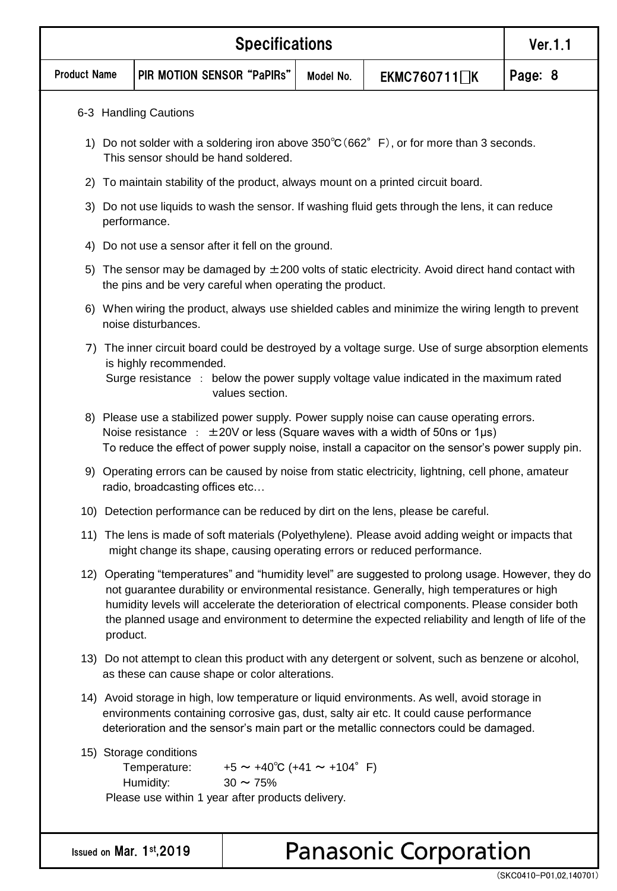## 6-3 Handling Cautions

1) Do not solder with a soldering iron above 350℃(662° F), or for more than 3 seconds. This sensor should be hand soldered.

2) To maintain stability of the product, always mount on a printed circuit board.

3) Do not use liquids to wash the sensor. If washing fluid gets through the lens, it can reduce performance.

4) Do not use a sensor after it fell on the ground.

5) The sensor may be damaged by ±200 volts of static electricity. Avoid direct hand contact with the pins and be very careful when operating the product.

6) When wiring the product, always use shielded cables and minimize the wiring length to prevent noise disturbances.

7) The inner circuit board could be destroyed by a voltage surge. Use of surge absorption elements is highly recommended.
   Surge resistance : below the power supply voltage value indicated in the maximum rated values section.

8) Please use a stabilized power supply. Power supply noise can cause operating errors.
   Noise resistance : ±20V or less (Square waves with a width of 50ns or 1μs)
   To reduce the effect of power supply noise, install a capacitor on the sensor's power supply pin.

9) Operating errors can be caused by noise from static electricity, lightning, cell phone, amateur radio, broadcasting offices etc…

10) Detection performance can be reduced by dirt on the lens, please be careful.

11) The lens is made of soft materials (Polyethylene). Please avoid adding weight or impacts that might change its shape, causing operating errors or reduced performance.

12) Operating "temperatures" and "humidity level" are suggested to prolong usage. However, they do not guarantee durability or environmental resistance. Generally, high temperatures or high humidity levels will accelerate the deterioration of electrical components. Please consider both the planned usage and environment to determine the expected reliability and length of life of the product.

13) Do not attempt to clean this product with any detergent or solvent, such as benzene or alcohol, as these can cause shape or color alterations.

14) Avoid storage in high, low temperature or liquid environments. As well, avoid storage in environments containing corrosive gas, dust, salty air etc. It could cause performance deterioration and the sensor's main part or the metallic connectors could be damaged.

15) Storage conditions
    Temperature: +5 ~ +40℃ (+41 ~ +104° F)
    Humidity: 30 ~ 75%
    Please use within 1 year after products delivery.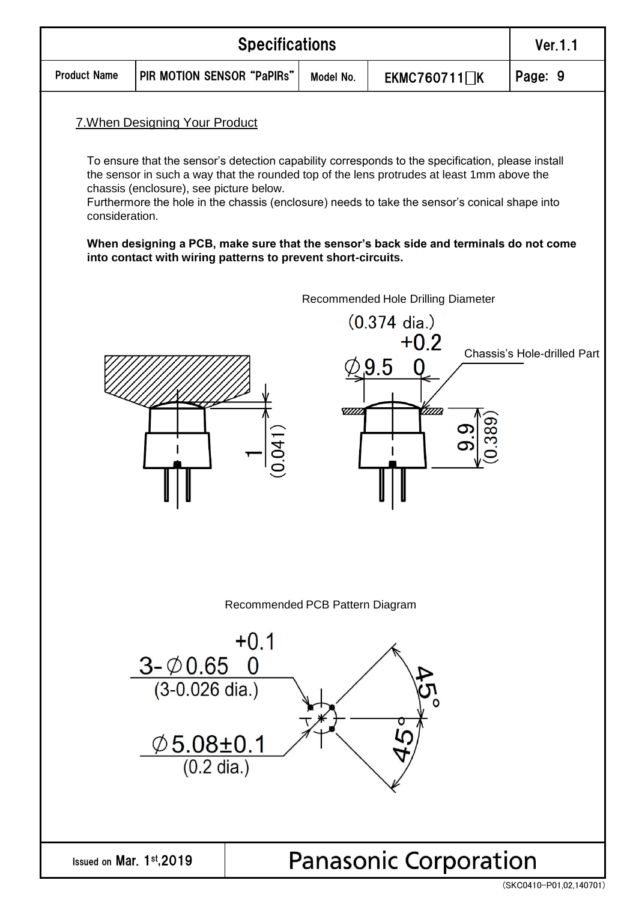## 7.When Designing Your Product

To ensure that the sensor's detection capability corresponds to the specification, please install the sensor in such a way that the rounded top of the lens protrudes at least 1mm above the chassis (enclosure), see picture below.
Furthermore the hole in the chassis (enclosure) needs to take the sensor's conical shape into consideration.

**When designing a PCB, make sure that the sensor's back side and terminals do not come into contact with wiring patterns to prevent short-circuits.**

Recommended Hole Drilling Diameter

(0.374 dia.)

$\phi 9.5^{+0.2}_{0}$

Chassis's Hole-drilled Part

1 (0.041)

9.9 (0.389)

Recommended PCB Pattern Diagram

$3\text{-}\phi 0.65^{+0.1}_{0}$
(3-0.026 dia.)

$\phi 5.08 \pm 0.1$
(0.2 dia.)

45°

45°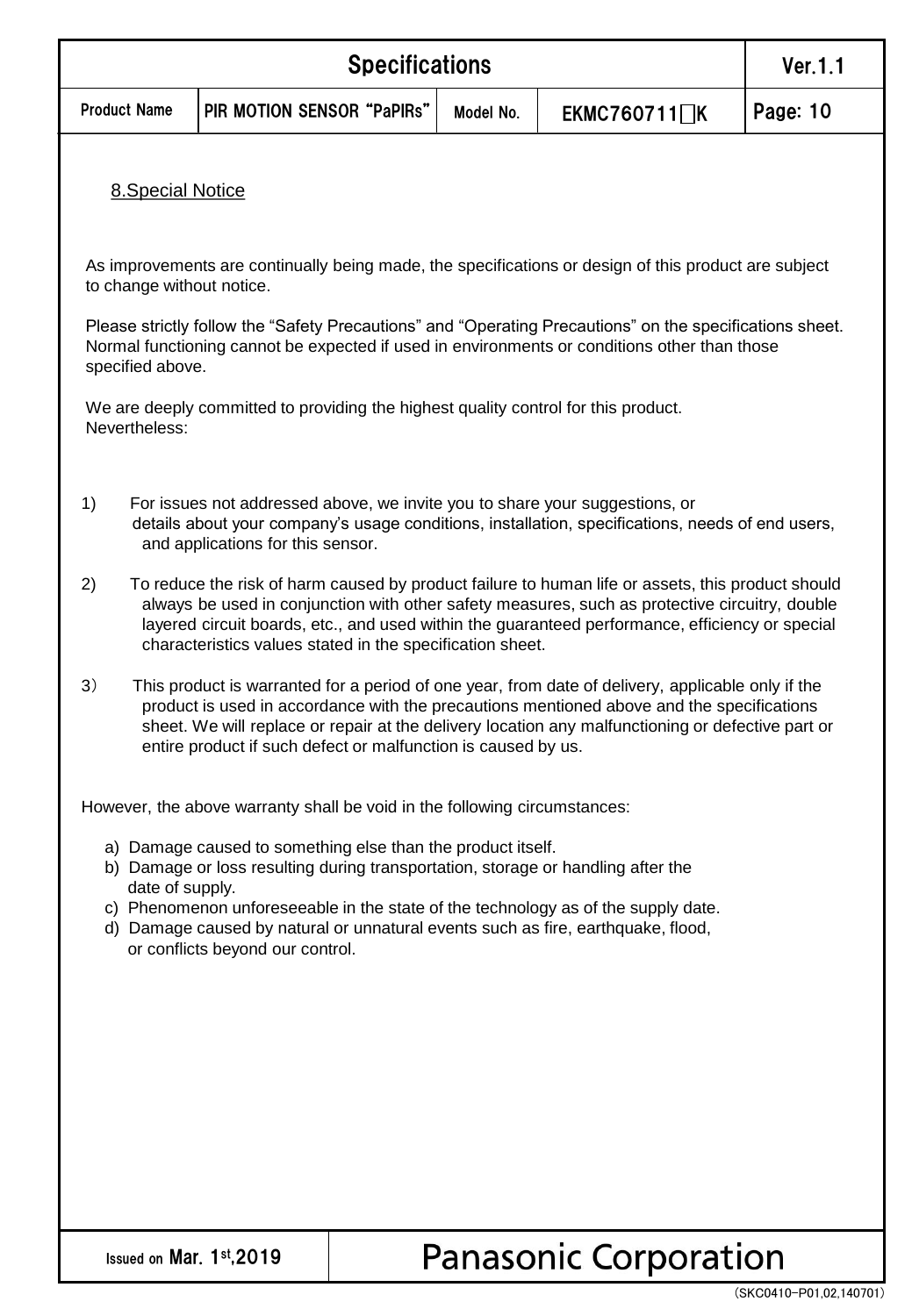## 8.Special Notice

As improvements are continually being made, the specifications or design of this product are subject to change without notice.

Please strictly follow the "Safety Precautions" and "Operating Precautions" on the specifications sheet. Normal functioning cannot be expected if used in environments or conditions other than those specified above.

We are deeply committed to providing the highest quality control for this product. Nevertheless:

1) For issues not addressed above, we invite you to share your suggestions, or details about your company's usage conditions, installation, specifications, needs of end users, and applications for this sensor.

2) To reduce the risk of harm caused by product failure to human life or assets, this product should always be used in conjunction with other safety measures, such as protective circuitry, double layered circuit boards, etc., and used within the guaranteed performance, efficiency or special characteristics values stated in the specification sheet.

3) This product is warranted for a period of one year, from date of delivery, applicable only if the product is used in accordance with the precautions mentioned above and the specifications sheet. We will replace or repair at the delivery location any malfunctioning or defective part or entire product if such defect or malfunction is caused by us.

However, the above warranty shall be void in the following circumstances:

a) Damage caused to something else than the product itself.
b) Damage or loss resulting during transportation, storage or handling after the date of supply.
c) Phenomenon unforeseeable in the state of the technology as of the supply date.
d) Damage caused by natural or unnatural events such as fire, earthquake, flood, or conflicts beyond our control.